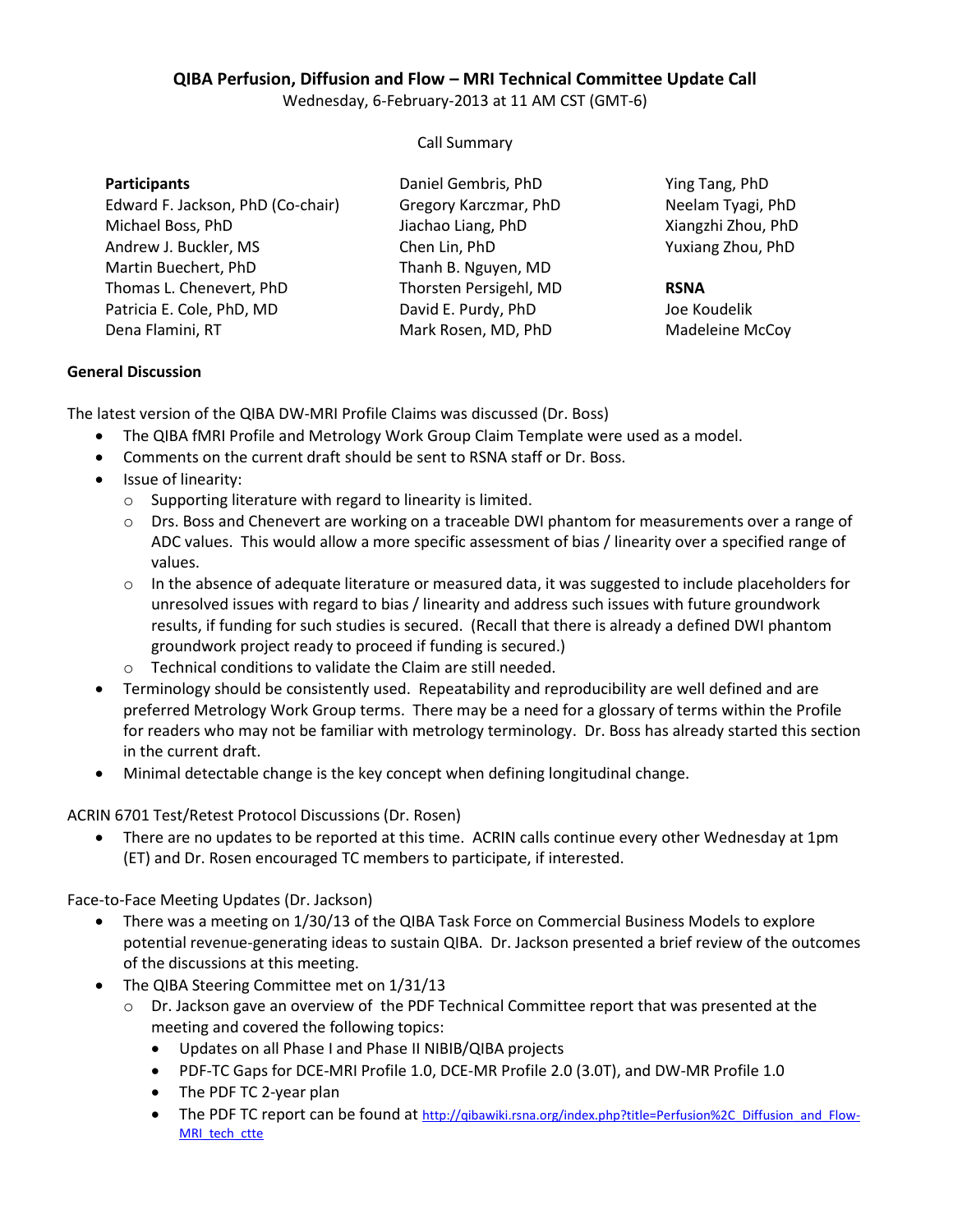**QIBA Perfusion, Diffusion and Flow – MRI Technical Committee Update Call**

Wednesday, 6-February-2013 at 11 AM CST (GMT-6)

Call Summary

**Participants**

Edward F. Jackson, PhD (Co-chair)
Michael Boss, PhD
Andrew J. Buckler, MS
Martin Buechert, PhD
Thomas L. Chenevert, PhD
Patricia E. Cole, PhD, MD
Dena Flamini, RT
Daniel Gembris, PhD
Gregory Karczmar, PhD
Jiachao Liang, PhD
Chen Lin, PhD
Thanh B. Nguyen, MD
Thorsten Persigehl, MD
David E. Purdy, PhD
Mark Rosen, MD, PhD
Ying Tang, PhD
Neelam Tyagi, PhD
Xiangzhi Zhou, PhD
Yuxiang Zhou, PhD

**RSNA**

Joe Koudelik
Madeleine McCoy

**General Discussion**

The latest version of the QIBA DW-MRI Profile Claims was discussed (Dr. Boss)

- The QIBA fMRI Profile and Metrology Work Group Claim Template were used as a model.
- Comments on the current draft should be sent to RSNA staff or Dr. Boss.
- Issue of linearity:
  - Supporting literature with regard to linearity is limited.
  - Drs. Boss and Chenevert are working on a traceable DWI phantom for measurements over a range of ADC values. This would allow a more specific assessment of bias / linearity over a specified range of values.
  - In the absence of adequate literature or measured data, it was suggested to include placeholders for unresolved issues with regard to bias / linearity and address such issues with future groundwork results, if funding for such studies is secured. (Recall that there is already a defined DWI phantom groundwork project ready to proceed if funding is secured.)
  - Technical conditions to validate the Claim are still needed.
- Terminology should be consistently used. Repeatability and reproducibility are well defined and are preferred Metrology Work Group terms. There may be a need for a glossary of terms within the Profile for readers who may not be familiar with metrology terminology. Dr. Boss has already started this section in the current draft.
- Minimal detectable change is the key concept when defining longitudinal change.

ACRIN 6701 Test/Retest Protocol Discussions (Dr. Rosen)

- There are no updates to be reported at this time. ACRIN calls continue every other Wednesday at 1pm (ET) and Dr. Rosen encouraged TC members to participate, if interested.

Face-to-Face Meeting Updates (Dr. Jackson)

- There was a meeting on 1/30/13 of the QIBA Task Force on Commercial Business Models to explore potential revenue-generating ideas to sustain QIBA. Dr. Jackson presented a brief review of the outcomes of the discussions at this meeting.
- The QIBA Steering Committee met on 1/31/13
  - Dr. Jackson gave an overview of the PDF Technical Committee report that was presented at the meeting and covered the following topics:
    - Updates on all Phase I and Phase II NIBIB/QIBA projects
    - PDF-TC Gaps for DCE-MRI Profile 1.0, DCE-MR Profile 2.0 (3.0T), and DW-MR Profile 1.0
    - The PDF TC 2-year plan
    - The PDF TC report can be found at http://qibawiki.rsna.org/index.php?title=Perfusion%2C_Diffusion_and_Flow-MRI_tech_ctte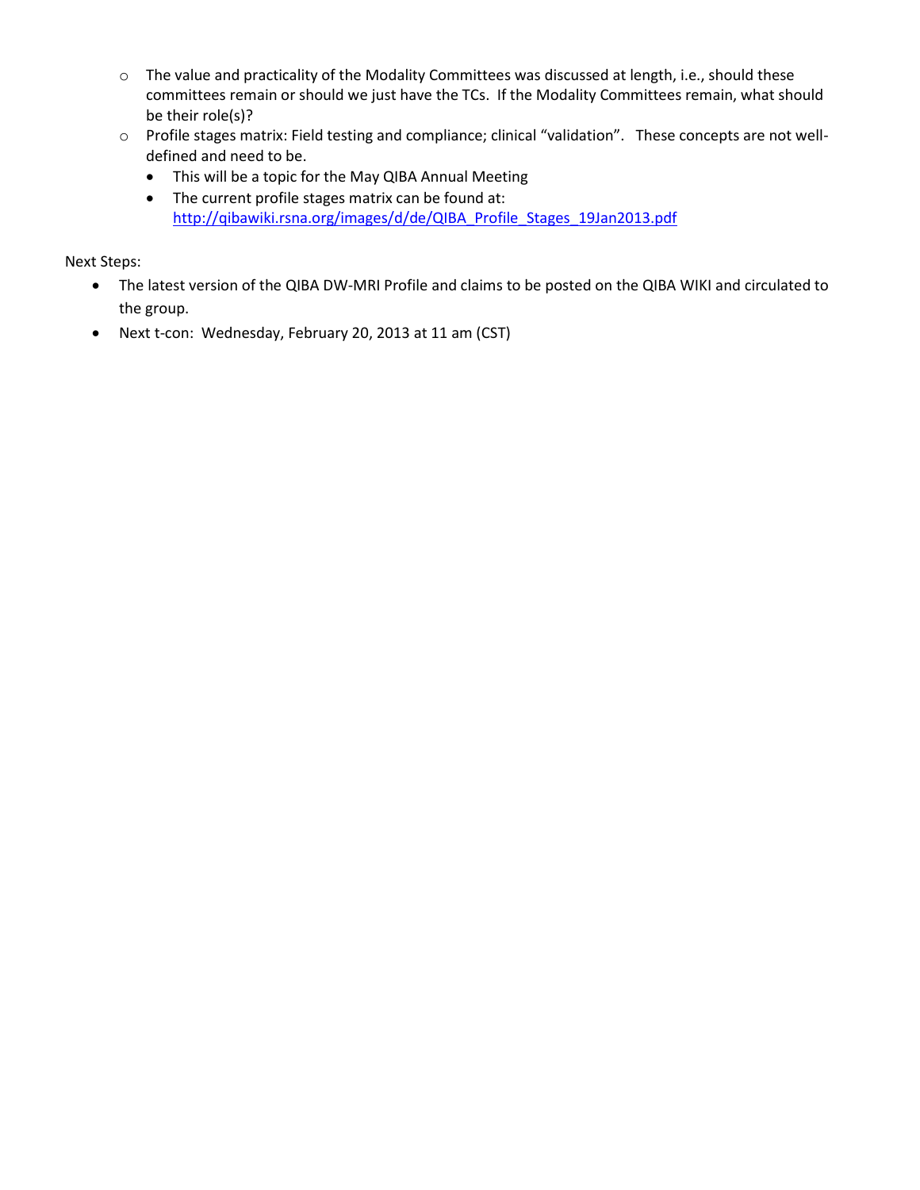- The value and practicality of the Modality Committees was discussed at length, i.e., should these committees remain or should we just have the TCs. If the Modality Committees remain, what should be their role(s)?
- Profile stages matrix: Field testing and compliance; clinical "validation". These concepts are not well-defined and need to be.
  - This will be a topic for the May QIBA Annual Meeting
  - The current profile stages matrix can be found at: http://qibawiki.rsna.org/images/d/de/QIBA_Profile_Stages_19Jan2013.pdf

Next Steps:

- The latest version of the QIBA DW-MRI Profile and claims to be posted on the QIBA WIKI and circulated to the group.
- Next t-con: Wednesday, February 20, 2013 at 11 am (CST)